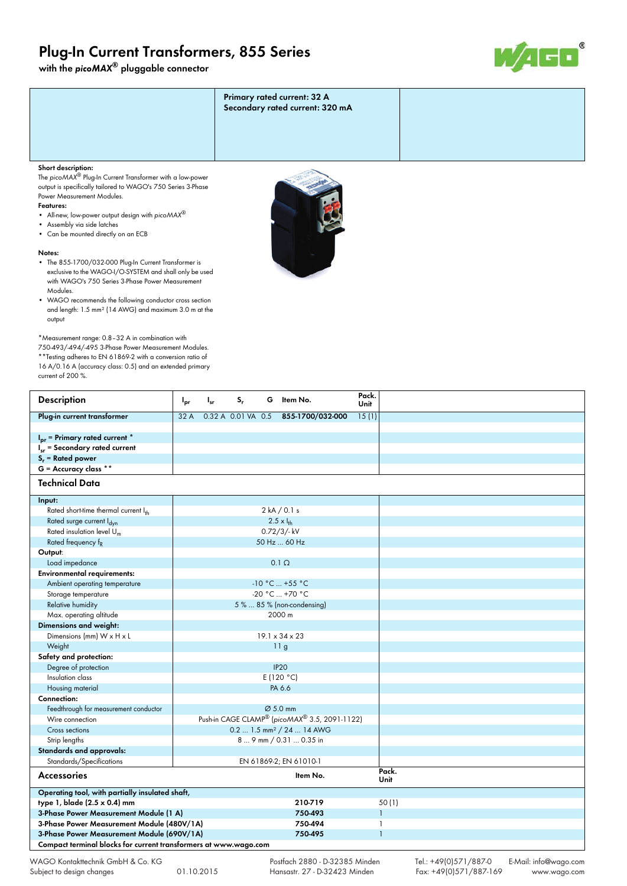# Plug-In Current Transformers, 855 Series

with the *picoMAX*® pluggable connector

**Primary rated current: 32 A**
**Secondary rated current: 320 mA**

**Short description:**

The *picoMAX*® Plug-In Current Transformer with a low-power output is specifically tailored to WAGO's 750 Series 3-Phase Power Measurement Modules.

**Features:**

- All-new, low-power output design with *picoMAX*®
- Assembly via side latches
- Can be mounted directly on an ECB

**Notes:**

- The 855-1700/032-000 Plug-In Current Transformer is exclusive to the WAGO-I/O-SYSTEM and shall only be used with WAGO's 750 Series 3-Phase Power Measurement Modules.
- WAGO recommends the following conductor cross section and length: 1.5 mm² (14 AWG) and maximum 3.0 m at the output

*Measurement range: 0.8 – 32 A in combination with 750-493/-494/-495 3-Phase Power Measurement Modules.
**Testing adheres to EN 61869-2 with a conversion ratio of 16 A/0.16 A (accuracy class: 0.5) and an extended primary current of 200 %.

| Description | $I_{pr}$ | $I_{sr}$ | $S_r$ | G | Item No. | Pack. Unit |
|---|---|---|---|---|---|---|
| **Plug-in current transformer** | 32 A | 0.32 A | 0.01 VA | 0.5 | **855-1700/032-000** | 15 (1) |
| **$I_{pr}$ = Primary rated current** * | | | | | | |
| **$I_{sr}$ = Secondary rated current** | | | | | | |
| **$S_r$ = Rated power** | | | | | | |
| **G = Accuracy class** ** | | | | | | |

## Technical Data

| | |
|---|---|
| **Input:** | |
| Rated short-time thermal current $I_{th}$ | 2 kA / 0.1 s |
| Rated surge current $I_{dyn}$ | 2.5 x $I_{th}$ |
| Rated insulation level $U_m$ | 0.72/3/- kV |
| Rated frequency $f_R$ | 50 Hz ... 60 Hz |
| **Output:** | |
| Load impedance | 0.1 Ω |
| **Environmental requirements:** | |
| Ambient operating temperature | -10 °C ... +55 °C |
| Storage temperature | -20 °C ... +70 °C |
| Relative humidity | 5 % ... 85 % (non-condensing) |
| Max. operating altitude | 2000 m |
| **Dimensions and weight:** | |
| Dimensions (mm) W x H x L | 19.1 x 34 x 23 |
| Weight | 11 g |
| **Safety and protection:** | |
| Degree of protection | IP20 |
| Insulation class | E (120 °C) |
| Housing material | PA 6.6 |
| **Connection:** | |
| Feedthrough for measurement conductor | Ø 5.0 mm |
| Wire connection | Push-in CAGE CLAMP® (*picoMAX*® 3.5, 2091-1122) |
| Cross sections | 0.2 ... 1.5 mm² / 24 ... 14 AWG |
| Strip lengths | 8 ... 9 mm / 0.31 ... 0.35 in |
| **Standards and approvals:** | |
| Standards/Specifications | EN 61869-2; EN 61010-1 |

## Accessories

| Accessories | Item No. | Pack. Unit |
|---|---|---|
| **Operating tool, with partially insulated shaft, type 1, blade (2.5 x 0.4) mm** | **210-719** | 50 (1) |
| **3-Phase Power Measurement Module (1 A)** | **750-493** | 1 |
| **3-Phase Power Measurement Module (480V/1A)** | **750-494** | 1 |
| **3-Phase Power Measurement Module (690V/1A)** | **750-495** | 1 |
| **Compact terminal blocks for current transformers at www.wago.com** | | |

WAGO Kontakttechnik GmbH & Co. KG
Subject to design changes 01.10.2015
Postfach 2880 - D-32385 Minden
Hansastr. 27 - D-32423 Minden
Tel.: +49(0)571/887-0
Fax: +49(0)571/887-169
E-Mail: info@wago.com
www.wago.com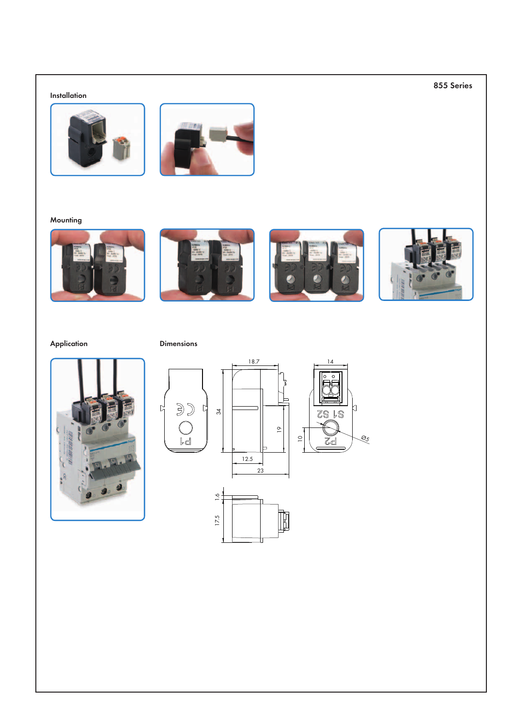855 Series

## Installation

## Mounting

## Application

## Dimensions

18.7

14

34

19

10

12.5

23

Ø5

1.6

17.5

P1

P2

S1 S2